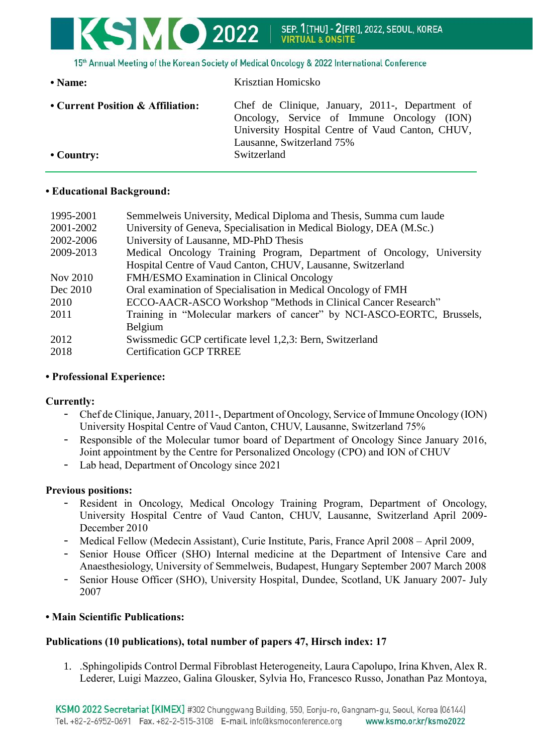**• Name:** Krisztian Homicsko

**• Current Position & Affiliation:** Chef de Clinique, January, 2011-, Department of Oncology, Service of Immune Oncology (ION) University Hospital Centre of Vaud Canton, CHUV, Lausanne, Switzerland 75%

**• Country:** Switzerland

---

**• Educational Background:**

| | |
|---|---|
| 1995-2001 | Semmelweis University, Medical Diploma and Thesis, Summa cum laude |
| 2001-2002 | University of Geneva, Specialisation in Medical Biology, DEA (M.Sc.) |
| 2002-2006 | University of Lausanne, MD-PhD Thesis |
| 2009-2013 | Medical Oncology Training Program, Department of Oncology, University Hospital Centre of Vaud Canton, CHUV, Lausanne, Switzerland |
| Nov 2010 | FMH/ESMO Examination in Clinical Oncology |
| Dec 2010 | Oral examination of Specialisation in Medical Oncology of FMH |
| 2010 | ECCO-AACR-ASCO Workshop "Methods in Clinical Cancer Research" |
| 2011 | Training in "Molecular markers of cancer" by NCI-ASCO-EORTC, Brussels, Belgium |
| 2012 | Swissmedic GCP certificate level 1,2,3: Bern, Switzerland |
| 2018 | Certification GCP TRREE |

**• Professional Experience:**

**Currently:**

- Chef de Clinique, January, 2011-, Department of Oncology, Service of Immune Oncology (ION) University Hospital Centre of Vaud Canton, CHUV, Lausanne, Switzerland 75%
- Responsible of the Molecular tumor board of Department of Oncology Since January 2016, Joint appointment by the Centre for Personalized Oncology (CPO) and ION of CHUV
- Lab head, Department of Oncology since 2021

**Previous positions:**

- Resident in Oncology, Medical Oncology Training Program, Department of Oncology, University Hospital Centre of Vaud Canton, CHUV, Lausanne, Switzerland April 2009-December 2010
- Medical Fellow (Medecin Assistant), Curie Institute, Paris, France April 2008 – April 2009,
- Senior House Officer (SHO) Internal medicine at the Department of Intensive Care and Anaesthesiology, University of Semmelweis, Budapest, Hungary September 2007 March 2008
- Senior House Officer (SHO), University Hospital, Dundee, Scotland, UK January 2007- July 2007

**• Main Scientific Publications:**

**Publications (10 publications), total number of papers 47, Hirsch index: 17**

1. .Sphingolipids Control Dermal Fibroblast Heterogeneity, Laura Capolupo, Irina Khven, Alex R. Lederer, Luigi Mazzeo, Galina Glousker, Sylvia Ho, Francesco Russo, Jonathan Paz Montoya,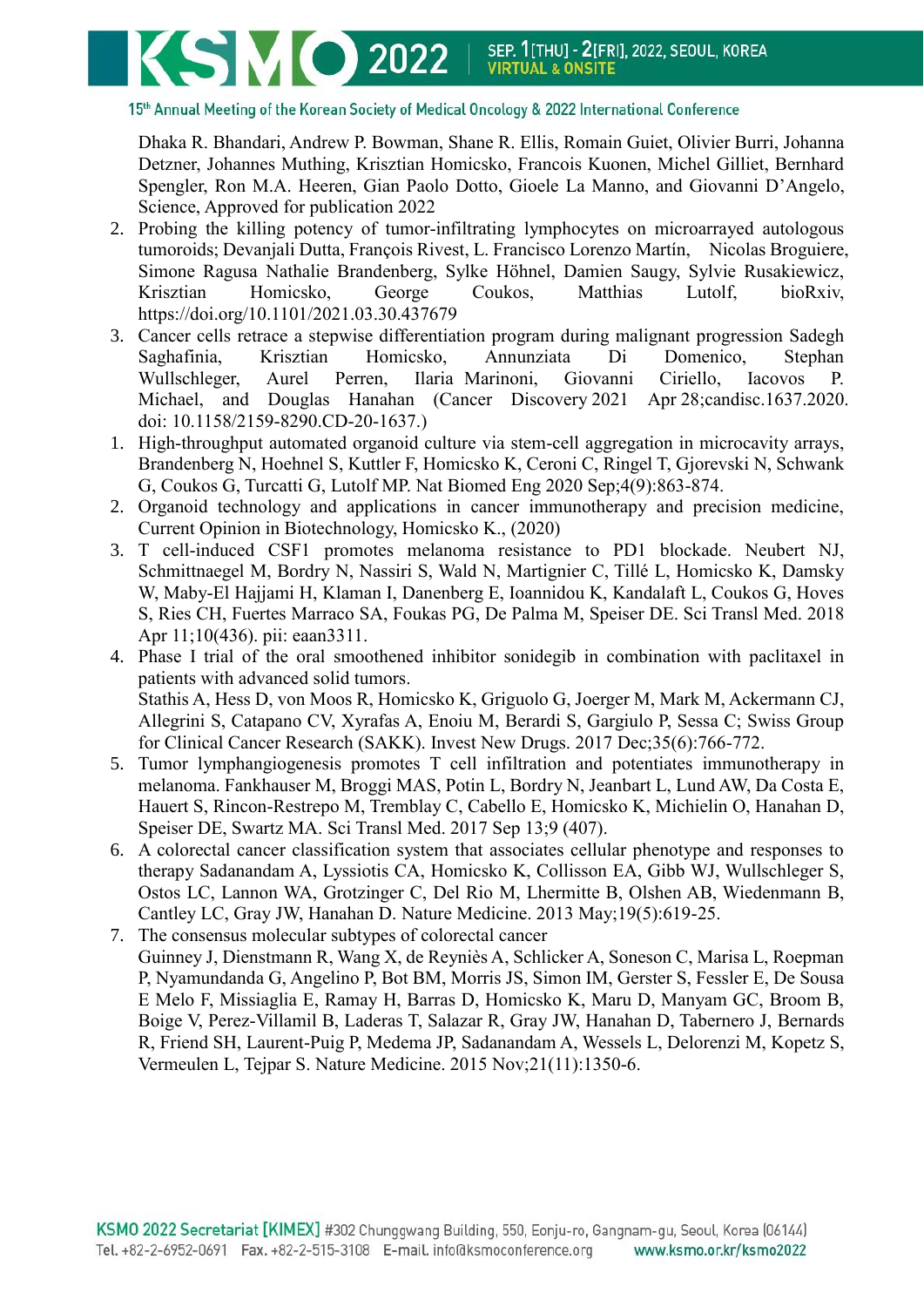Dhaka R. Bhandari, Andrew P. Bowman, Shane R. Ellis, Romain Guiet, Olivier Burri, Johanna Detzner, Johannes Muthing, Krisztian Homicsko, Francois Kuonen, Michel Gilliet, Bernhard Spengler, Ron M.A. Heeren, Gian Paolo Dotto, Gioele La Manno, and Giovanni D'Angelo, Science, Approved for publication 2022

2. Probing the killing potency of tumor-infiltrating lymphocytes on microarrayed autologous tumoroids; Devanjali Dutta, François Rivest, L. Francisco Lorenzo Martín, Nicolas Broguiere, Simone Ragusa Nathalie Brandenberg, Sylke Höhnel, Damien Saugy, Sylvie Rusakiewicz, Krisztian Homicsko, George Coukos, Matthias Lutolf, bioRxiv, https://doi.org/10.1101/2021.03.30.437679
3. Cancer cells retrace a stepwise differentiation program during malignant progression Sadegh Saghafinia, Krisztian Homicsko, Annunziata Di Domenico, Stephan Wullschleger, Aurel Perren, Ilaria Marinoni, Giovanni Ciriello, Iacovos P. Michael, and Douglas Hanahan (Cancer Discovery 2021 Apr 28;candisc.1637.2020. doi: 10.1158/2159-8290.CD-20-1637.)

1. High-throughput automated organoid culture via stem-cell aggregation in microcavity arrays, Brandenberg N, Hoehnel S, Kuttler F, Homicsko K, Ceroni C, Ringel T, Gjorevski N, Schwank G, Coukos G, Turcatti G, Lutolf MP. Nat Biomed Eng 2020 Sep;4(9):863-874.
2. Organoid technology and applications in cancer immunotherapy and precision medicine, Current Opinion in Biotechnology, Homicsko K., (2020)
3. T cell-induced CSF1 promotes melanoma resistance to PD1 blockade. Neubert NJ, Schmittnaegel M, Bordry N, Nassiri S, Wald N, Martignier C, Tillé L, Homicsko K, Damsky W, Maby-El Hajjami H, Klaman I, Danenberg E, Ioannidou K, Kandalaft L, Coukos G, Hoves S, Ries CH, Fuertes Marraco SA, Foukas PG, De Palma M, Speiser DE. Sci Transl Med. 2018 Apr 11;10(436). pii: eaan3311.
4. Phase I trial of the oral smoothened inhibitor sonidegib in combination with paclitaxel in patients with advanced solid tumors.
   Stathis A, Hess D, von Moos R, Homicsko K, Griguolo G, Joerger M, Mark M, Ackermann CJ, Allegrini S, Catapano CV, Xyrafas A, Enoiu M, Berardi S, Gargiulo P, Sessa C; Swiss Group for Clinical Cancer Research (SAKK). Invest New Drugs. 2017 Dec;35(6):766-772.
5. Tumor lymphangiogenesis promotes T cell infiltration and potentiates immunotherapy in melanoma. Fankhauser M, Broggi MAS, Potin L, Bordry N, Jeanbart L, Lund AW, Da Costa E, Hauert S, Rincon-Restrepo M, Tremblay C, Cabello E, Homicsko K, Michielin O, Hanahan D, Speiser DE, Swartz MA. Sci Transl Med. 2017 Sep 13;9 (407).
6. A colorectal cancer classification system that associates cellular phenotype and responses to therapy Sadanandam A, Lyssiotis CA, Homicsko K, Collisson EA, Gibb WJ, Wullschleger S, Ostos LC, Lannon WA, Grotzinger C, Del Rio M, Lhermitte B, Olshen AB, Wiedenmann B, Cantley LC, Gray JW, Hanahan D. Nature Medicine. 2013 May;19(5):619-25.
7. The consensus molecular subtypes of colorectal cancer
   Guinney J, Dienstmann R, Wang X, de Reyniès A, Schlicker A, Soneson C, Marisa L, Roepman P, Nyamundanda G, Angelino P, Bot BM, Morris JS, Simon IM, Gerster S, Fessler E, De Sousa E Melo F, Missiaglia E, Ramay H, Barras D, Homicsko K, Maru D, Manyam GC, Broom B, Boige V, Perez-Villamil B, Laderas T, Salazar R, Gray JW, Hanahan D, Tabernero J, Bernards R, Friend SH, Laurent-Puig P, Medema JP, Sadanandam A, Wessels L, Delorenzi M, Kopetz S, Vermeulen L, Tejpar S. Nature Medicine. 2015 Nov;21(11):1350-6.